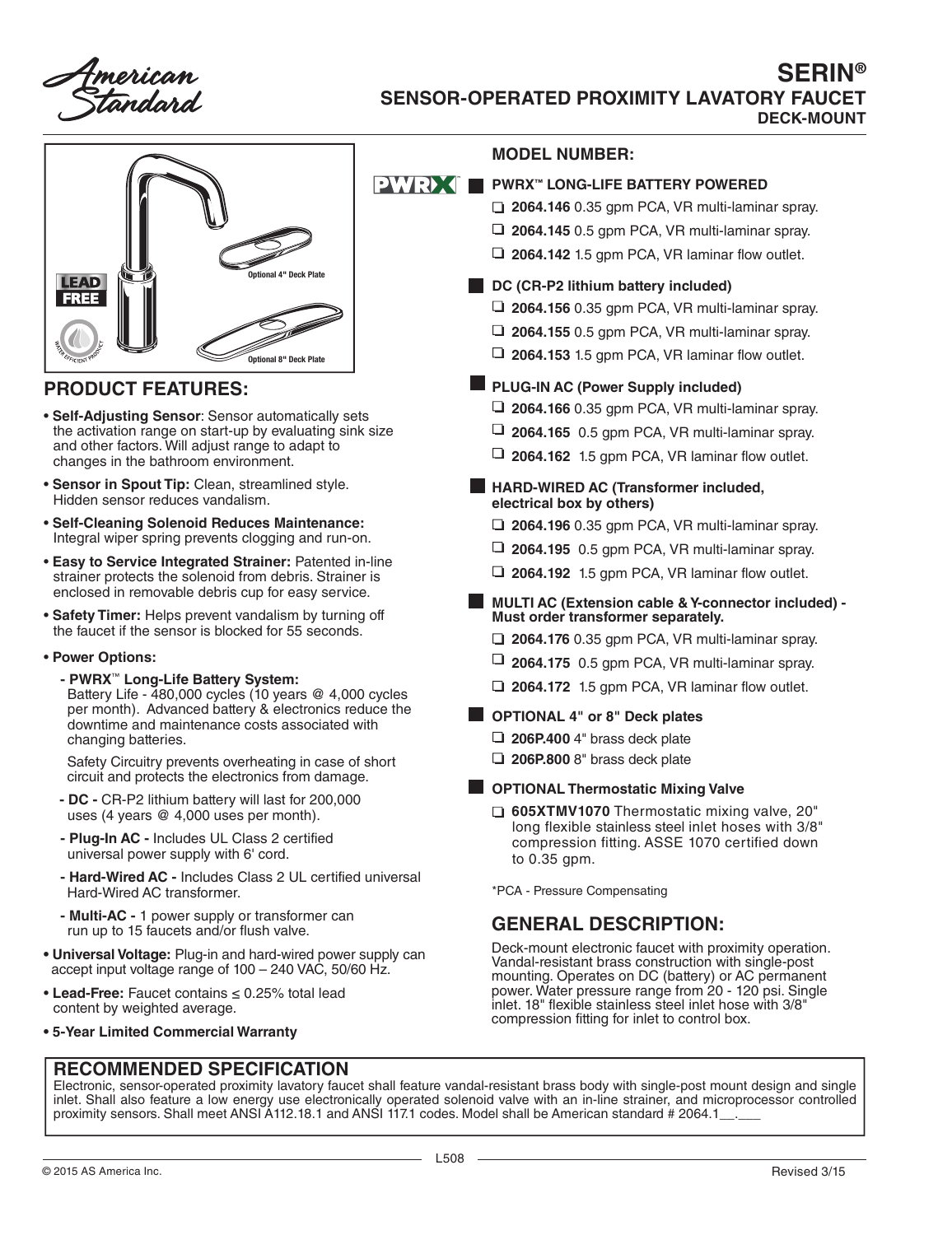American Standard

# SERIN®

## SENSOR-OPERATED PROXIMITY LAVATORY FAUCET

### DECK-MOUNT

Optional 4" Deck Plate

Optional 8" Deck Plate

LEAD FREE

## PRODUCT FEATURES:

- **Self-Adjusting Sensor**: Sensor automatically sets the activation range on start-up by evaluating sink size and other factors. Will adjust range to adapt to changes in the bathroom environment.
- **Sensor in Spout Tip:** Clean, streamlined style. Hidden sensor reduces vandalism.
- **Self-Cleaning Solenoid Reduces Maintenance:** Integral wiper spring prevents clogging and run-on.
- **Easy to Service Integrated Strainer:** Patented in-line strainer protects the solenoid from debris. Strainer is enclosed in removable debris cup for easy service.
- **Safety Timer:** Helps prevent vandalism by turning off the faucet if the sensor is blocked for 55 seconds.
- **Power Options:**
  - **PWRX™ Long-Life Battery System:** Battery Life - 480,000 cycles (10 years @ 4,000 cycles per month). Advanced battery & electronics reduce the downtime and maintenance costs associated with changing batteries.

    Safety Circuitry prevents overheating in case of short circuit and protects the electronics from damage.
  - **DC -** CR-P2 lithium battery will last for 200,000 uses (4 years @ 4,000 uses per month).
  - **Plug-In AC -** Includes UL Class 2 certified universal power supply with 6' cord.
  - **Hard-Wired AC -** Includes Class 2 UL certified universal Hard-Wired AC transformer.
  - **Multi-AC -** 1 power supply or transformer can run up to 15 faucets and/or flush valve.
- **Universal Voltage:** Plug-in and hard-wired power supply can accept input voltage range of 100 – 240 VAC, 50/60 Hz.
- **Lead-Free:** Faucet contains ≤ 0.25% total lead content by weighted average.
- **5-Year Limited Commercial Warranty**

## MODEL NUMBER:

**PWRX™ LONG-LIFE BATTERY POWERED**

- ☐ **2064.146** 0.35 gpm PCA, VR multi-laminar spray.
- ☐ **2064.145** 0.5 gpm PCA, VR multi-laminar spray.
- ☐ **2064.142** 1.5 gpm PCA, VR laminar flow outlet.

**DC (CR-P2 lithium battery included)**

- ☐ **2064.156** 0.35 gpm PCA, VR multi-laminar spray.
- ☐ **2064.155** 0.5 gpm PCA, VR multi-laminar spray.
- ☐ **2064.153** 1.5 gpm PCA, VR laminar flow outlet.

**PLUG-IN AC (Power Supply included)**

- ☐ **2064.166** 0.35 gpm PCA, VR multi-laminar spray.
- ☐ **2064.165** 0.5 gpm PCA, VR multi-laminar spray.
- ☐ **2064.162** 1.5 gpm PCA, VR laminar flow outlet.

**HARD-WIRED AC (Transformer included, electrical box by others)**

- ☐ **2064.196** 0.35 gpm PCA, VR multi-laminar spray.
- ☐ **2064.195** 0.5 gpm PCA, VR multi-laminar spray.
- ☐ **2064.192** 1.5 gpm PCA, VR laminar flow outlet.

**MULTI AC (Extension cable & Y-connector included) - Must order transformer separately.**

- ☐ **2064.176** 0.35 gpm PCA, VR multi-laminar spray.
- ☐ **2064.175** 0.5 gpm PCA, VR multi-laminar spray.
- ☐ **2064.172** 1.5 gpm PCA, VR laminar flow outlet.

**OPTIONAL 4" or 8" Deck plates**

- ☐ **206P.400** 4" brass deck plate
- ☐ **206P.800** 8" brass deck plate

**OPTIONAL Thermostatic Mixing Valve**

- ☐ **605XTMV1070** Thermostatic mixing valve, 20" long flexible stainless steel inlet hoses with 3/8" compression fitting. ASSE 1070 certified down to 0.35 gpm.

*PCA - Pressure Compensating

## GENERAL DESCRIPTION:

Deck-mount electronic faucet with proximity operation. Vandal-resistant brass construction with single-post mounting. Operates on DC (battery) or AC permanent power. Water pressure range from 20 - 120 psi. Single inlet. 18" flexible stainless steel inlet hose with 3/8" compression fitting for inlet to control box.

## RECOMMENDED SPECIFICATION

Electronic, sensor-operated proximity lavatory faucet shall feature vandal-resistant brass body with single-post mount design and single inlet. Shall also feature a low energy use electronically operated solenoid valve with an in-line strainer, and microprocessor controlled proximity sensors. Shall meet ANSI A112.18.1 and ANSI 117.1 codes. Model shall be American standard # 2064.1__.___

L508

© 2015 AS America Inc. Revised 3/15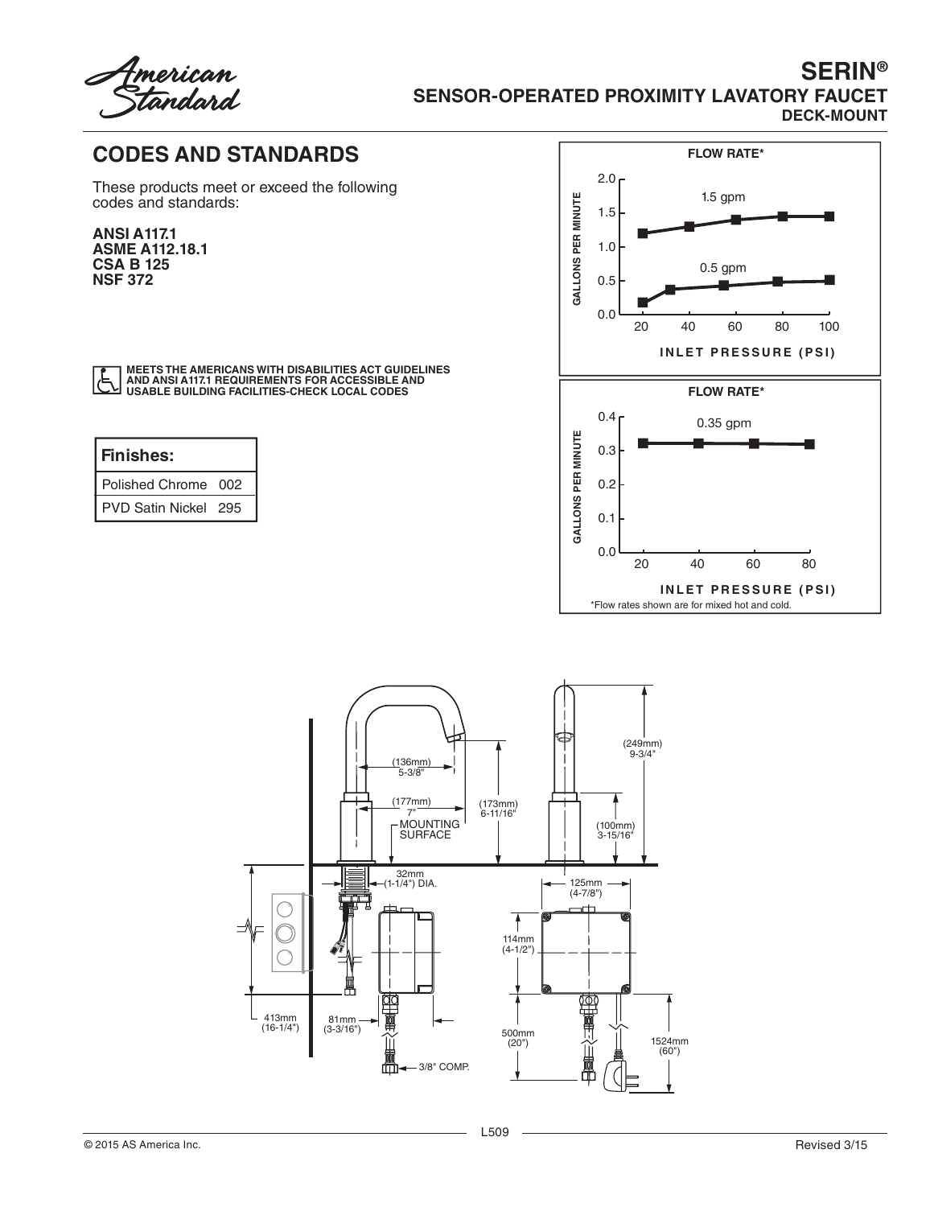# SERIN®

## SENSOR-OPERATED PROXIMITY LAVATORY FAUCET

### DECK-MOUNT

## CODES AND STANDARDS

These products meet or exceed the following codes and standards:

**ANSI A117.1**
**ASME A112.18.1**
**CSA B 125**
**NSF 372**

**MEETS THE AMERICANS WITH DISABILITIES ACT GUIDELINES AND ANSI A117.1 REQUIREMENTS FOR ACCESSIBLE AND USABLE BUILDING FACILITIES-CHECK LOCAL CODES**

| Finishes: | |
|---|---|
| Polished Chrome | 002 |
| PVD Satin Nickel | 295 |

FLOW RATE*

GALLONS PER MINUTE

2.0
1.5
1.0
0.5
0.0

1.5 gpm

0.5 gpm

20 40 60 80 100

INLET PRESSURE (PSI)

FLOW RATE*

GALLONS PER MINUTE

0.4
0.3
0.2
0.1
0.0

0.35 gpm

20 40 60 80

INLET PRESSURE (PSI)

*Flow rates shown are for mixed hot and cold.

(136mm) 5-3/8"

(177mm) 7"

MOUNTING SURFACE

(173mm) 6-11/16"

(249mm) 9-3/4"

(100mm) 3-15/16"

32mm (1-1/4") DIA.

125mm (4-7/8")

114mm (4-1/2")

413mm (16-1/4")

81mm (3-3/16")

500mm (20")

1524mm (60")

3/8" COMP.